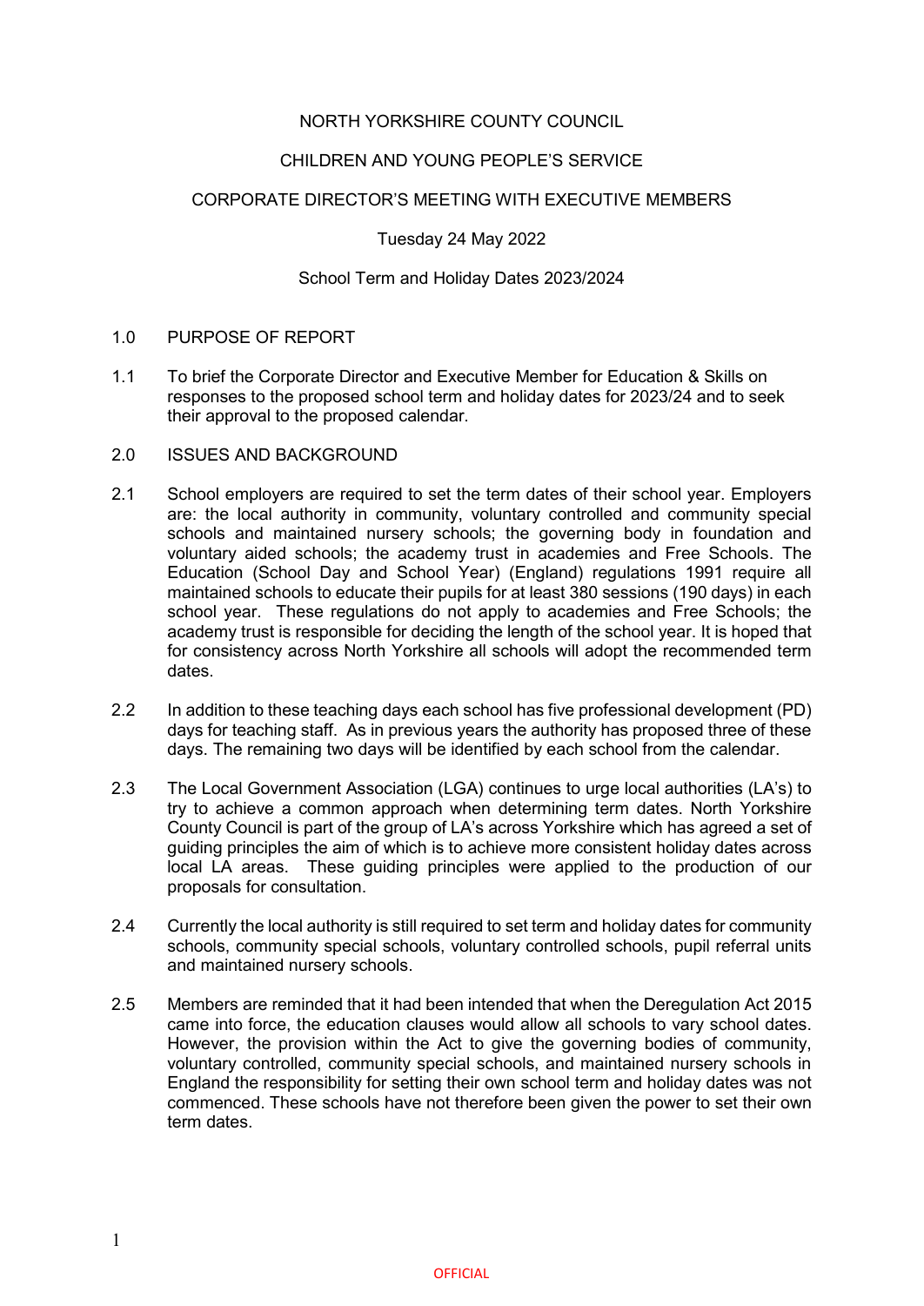NORTH YORKSHIRE COUNTY COUNCIL

CHILDREN AND YOUNG PEOPLE'S SERVICE

CORPORATE DIRECTOR'S MEETING WITH EXECUTIVE MEMBERS

Tuesday 24 May 2022

School Term and Holiday Dates 2023/2024

## 1.0 PURPOSE OF REPORT

1.1 To brief the Corporate Director and Executive Member for Education & Skills on responses to the proposed school term and holiday dates for 2023/24 and to seek their approval to the proposed calendar.

## 2.0 ISSUES AND BACKGROUND

2.1 School employers are required to set the term dates of their school year. Employers are: the local authority in community, voluntary controlled and community special schools and maintained nursery schools; the governing body in foundation and voluntary aided schools; the academy trust in academies and Free Schools. The Education (School Day and School Year) (England) regulations 1991 require all maintained schools to educate their pupils for at least 380 sessions (190 days) in each school year. These regulations do not apply to academies and Free Schools; the academy trust is responsible for deciding the length of the school year. It is hoped that for consistency across North Yorkshire all schools will adopt the recommended term dates.

2.2 In addition to these teaching days each school has five professional development (PD) days for teaching staff. As in previous years the authority has proposed three of these days. The remaining two days will be identified by each school from the calendar.

2.3 The Local Government Association (LGA) continues to urge local authorities (LA's) to try to achieve a common approach when determining term dates. North Yorkshire County Council is part of the group of LA's across Yorkshire which has agreed a set of guiding principles the aim of which is to achieve more consistent holiday dates across local LA areas. These guiding principles were applied to the production of our proposals for consultation.

2.4 Currently the local authority is still required to set term and holiday dates for community schools, community special schools, voluntary controlled schools, pupil referral units and maintained nursery schools.

2.5 Members are reminded that it had been intended that when the Deregulation Act 2015 came into force, the education clauses would allow all schools to vary school dates. However, the provision within the Act to give the governing bodies of community, voluntary controlled, community special schools, and maintained nursery schools in England the responsibility for setting their own school term and holiday dates was not commenced. These schools have not therefore been given the power to set their own term dates.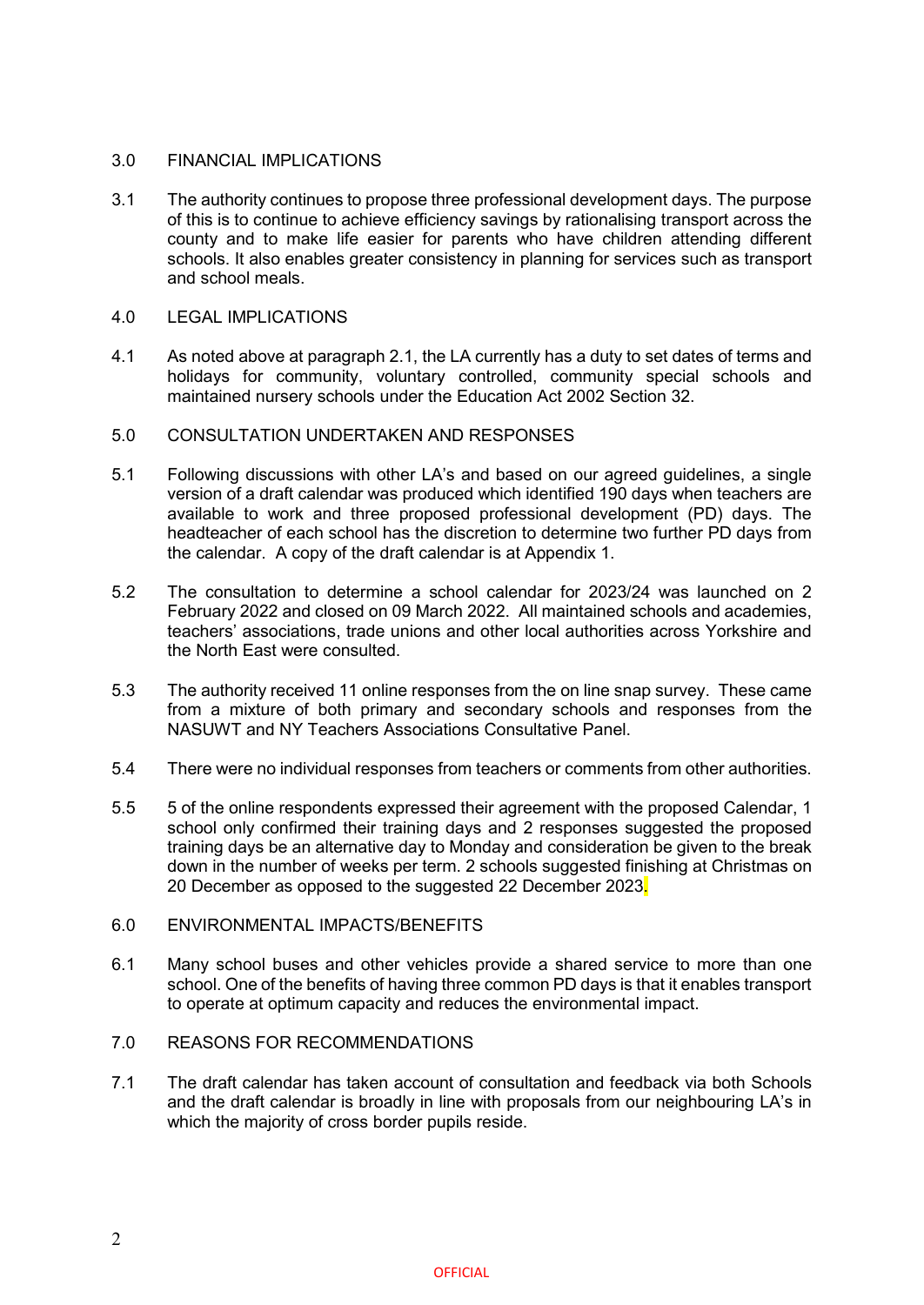## 3.0 FINANCIAL IMPLICATIONS

3.1 The authority continues to propose three professional development days. The purpose of this is to continue to achieve efficiency savings by rationalising transport across the county and to make life easier for parents who have children attending different schools. It also enables greater consistency in planning for services such as transport and school meals.

## 4.0 LEGAL IMPLICATIONS

4.1 As noted above at paragraph 2.1, the LA currently has a duty to set dates of terms and holidays for community, voluntary controlled, community special schools and maintained nursery schools under the Education Act 2002 Section 32.

## 5.0 CONSULTATION UNDERTAKEN AND RESPONSES

5.1 Following discussions with other LA's and based on our agreed guidelines, a single version of a draft calendar was produced which identified 190 days when teachers are available to work and three proposed professional development (PD) days. The headteacher of each school has the discretion to determine two further PD days from the calendar. A copy of the draft calendar is at Appendix 1.

5.2 The consultation to determine a school calendar for 2023/24 was launched on 2 February 2022 and closed on 09 March 2022. All maintained schools and academies, teachers' associations, trade unions and other local authorities across Yorkshire and the North East were consulted.

5.3 The authority received 11 online responses from the on line snap survey. These came from a mixture of both primary and secondary schools and responses from the NASUWT and NY Teachers Associations Consultative Panel.

5.4 There were no individual responses from teachers or comments from other authorities.

5.5 5 of the online respondents expressed their agreement with the proposed Calendar, 1 school only confirmed their training days and 2 responses suggested the proposed training days be an alternative day to Monday and consideration be given to the break down in the number of weeks per term. 2 schools suggested finishing at Christmas on 20 December as opposed to the suggested 22 December 2023.

## 6.0 ENVIRONMENTAL IMPACTS/BENEFITS

6.1 Many school buses and other vehicles provide a shared service to more than one school. One of the benefits of having three common PD days is that it enables transport to operate at optimum capacity and reduces the environmental impact.

## 7.0 REASONS FOR RECOMMENDATIONS

7.1 The draft calendar has taken account of consultation and feedback via both Schools and the draft calendar is broadly in line with proposals from our neighbouring LA's in which the majority of cross border pupils reside.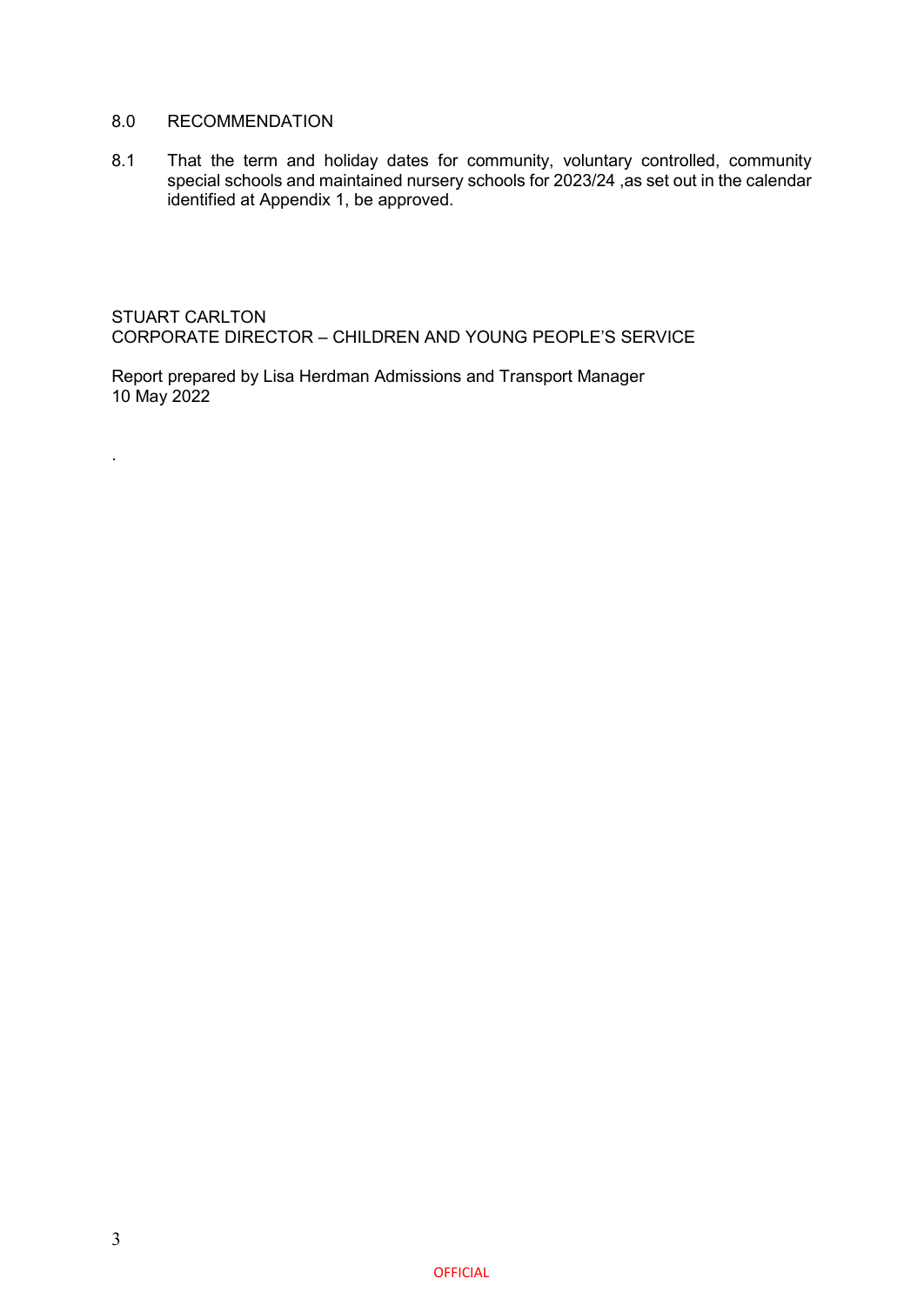## 8.0 RECOMMENDATION

8.1 That the term and holiday dates for community, voluntary controlled, community special schools and maintained nursery schools for 2023/24 ,as set out in the calendar identified at Appendix 1, be approved.

STUART CARLTON
CORPORATE DIRECTOR – CHILDREN AND YOUNG PEOPLE'S SERVICE

Report prepared by Lisa Herdman Admissions and Transport Manager
10 May 2022

.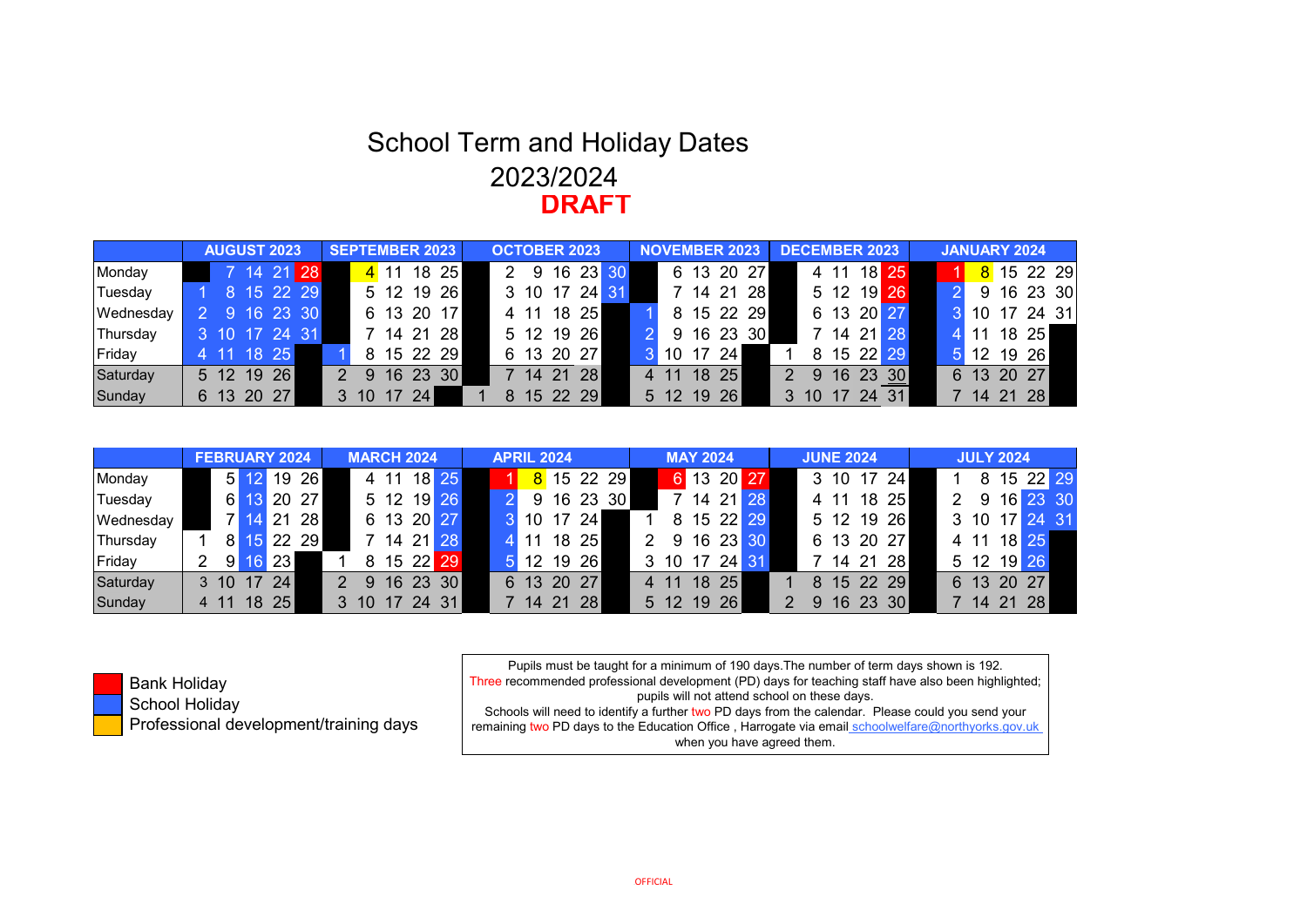# School Term and Holiday Dates

## 2023/2024

**DRAFT**

| | AUGUST 2023 | | | | | SEPTEMBER 2023 | | | | | OCTOBER 2023 | | | | | NOVEMBER 2023 | | | | | DECEMBER 2023 | | | | | JANUARY 2024 | | | | |
|---|---|---|---|---|---|---|---|---|---|---|---|---|---|---|---|---|---|---|---|---|---|---|---|---|---|---|---|---|---|---|
| Monday | | 7 | 14 | 21 | 28 | | 4 | 11 | 18 | 25 | | 2 | 9 | 16 | 23 | 30 | | 6 | 13 | 20 | 27 | | 4 | 11 | 18 | 25 | 1 | 8 | 15 | 22 | 29 |
| Tuesday | 1 | 8 | 15 | 22 | 29 | | 5 | 12 | 19 | 26 | | 3 | 10 | 17 | 24 | 31 | | 7 | 14 | 21 | 28 | | 5 | 12 | 19 | 26 | 2 | 9 | 16 | 23 | 30 |
| Wednesday | 2 | 9 | 16 | 23 | 30 | | 6 | 13 | 20 | 17 | | 4 | 11 | 18 | 25 | | 1 | 8 | 15 | 22 | 29 | | 6 | 13 | 20 | 27 | 3 | 10 | 17 | 24 | 31 |
| Thursday | 3 | 10 | 17 | 24 | 31 | | 7 | 14 | 21 | 28 | | 5 | 12 | 19 | 26 | | 2 | 9 | 16 | 23 | 30 | | 7 | 14 | 21 | 28 | 4 | 11 | 18 | 25 | |
| Friday | 4 | 11 | 18 | 25 | | 1 | 8 | 15 | 22 | 29 | | 6 | 13 | 20 | 27 | | 3 | 10 | 17 | 24 | | 1 | 8 | 15 | 22 | 29 | 5 | 12 | 19 | 26 | |
| Saturday | 5 | 12 | 19 | 26 | | 2 | 9 | 16 | 23 | 30 | | 7 | 14 | 21 | 28 | | 4 | 11 | 18 | 25 | | 2 | 9 | 16 | 23 | 30 | 6 | 13 | 20 | 27 | |
| Sunday | 6 | 13 | 20 | 27 | | 3 | 10 | 17 | 24 | | 1 | 8 | 15 | 22 | 29 | | 5 | 12 | 19 | 26 | | 3 | 10 | 17 | 24 | 31 | 7 | 14 | 21 | 28 | |

| | FEBRUARY 2024 | | | | | MARCH 2024 | | | | | APRIL 2024 | | | | | MAY 2024 | | | | | JUNE 2024 | | | | | JULY 2024 | | | | |
|---|---|---|---|---|---|---|---|---|---|---|---|---|---|---|---|---|---|---|---|---|---|---|---|---|---|---|---|---|---|---|
| Monday | | 5 | 12 | 19 | 26 | | 4 | 11 | 18 | 25 | 1 | 8 | 15 | 22 | 29 | | 6 | 13 | 20 | 27 | | 3 | 10 | 17 | 24 | 1 | 8 | 15 | 22 | 29 |
| Tuesday | | 6 | 13 | 20 | 27 | | 5 | 12 | 19 | 26 | 2 | 9 | 16 | 23 | 30 | | 7 | 14 | 21 | 28 | | 4 | 11 | 18 | 25 | 2 | 9 | 16 | 23 | 30 |
| Wednesday | | 7 | 14 | 21 | 28 | | 6 | 13 | 20 | 27 | 3 | 10 | 17 | 24 | | 1 | 8 | 15 | 22 | 29 | | 5 | 12 | 19 | 26 | 3 | 10 | 17 | 24 | 31 |
| Thursday | 1 | 8 | 15 | 22 | 29 | | 7 | 14 | 21 | 28 | 4 | 11 | 18 | 25 | | 2 | 9 | 16 | 23 | 30 | | 6 | 13 | 20 | 27 | 4 | 11 | 18 | 25 | |
| Friday | 2 | 9 | 16 | 23 | | 1 | 8 | 15 | 22 | 29 | 5 | 12 | 19 | 26 | | 3 | 10 | 17 | 24 | 31 | | 7 | 14 | 21 | 28 | 5 | 12 | 19 | 26 | |
| Saturday | 3 | 10 | 17 | 24 | | 2 | 9 | 16 | 23 | 30 | 6 | 13 | 20 | 27 | | 4 | 11 | 18 | 25 | | 1 | 8 | 15 | 22 | 29 | 6 | 13 | 20 | 27 | |
| Sunday | 4 | 11 | 18 | 25 | | 3 | 10 | 17 | 24 | 31 | 7 | 14 | 21 | 28 | | 5 | 12 | 19 | 26 | | 2 | 9 | 16 | 23 | 30 | 7 | 14 | 21 | 28 | |

- Bank Holiday
- School Holiday
- Professional development/training days

Pupils must be taught for a minimum of 190 days.The number of term days shown is 192.
Three recommended professional development (PD) days for teaching staff have also been highlighted; pupils will not attend school on these days.
Schools will need to identify a further two PD days from the calendar. Please could you send your remaining two PD days to the Education Office , Harrogate via email schoolwelfare@northyorks.gov.uk when you have agreed them.

OFFICIAL